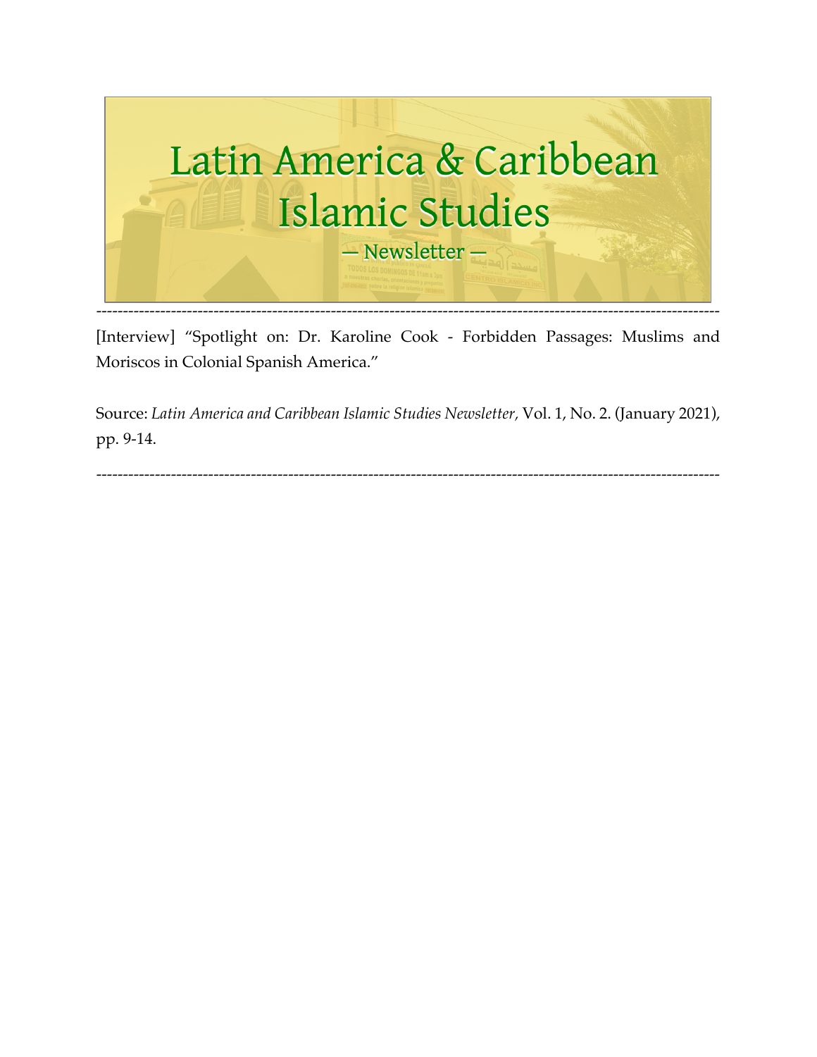# Latin America & Caribbean Islamic Studies

— Newsletter —

---

[Interview] "Spotlight on: Dr. Karoline Cook - Forbidden Passages: Muslims and Moriscos in Colonial Spanish America."

Source: *Latin America and Caribbean Islamic Studies Newsletter,* Vol. 1, No. 2. (January 2021), pp. 9-14.

---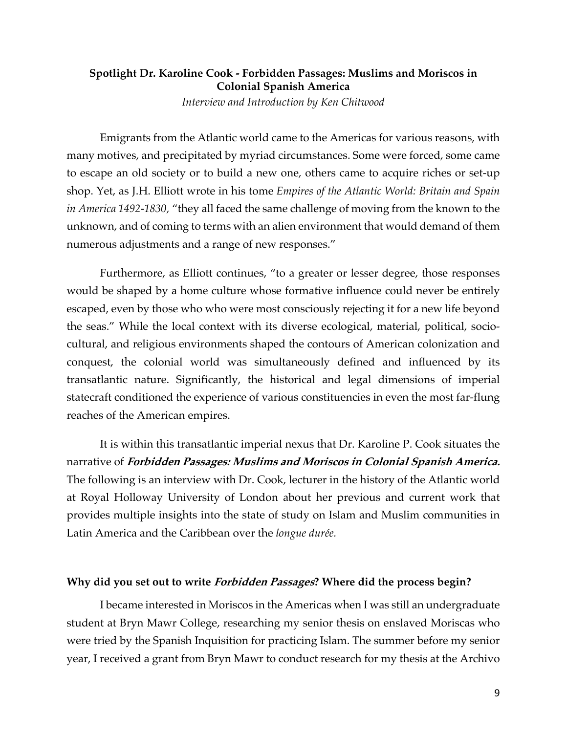**Spotlight Dr. Karoline Cook - Forbidden Passages: Muslims and Moriscos in Colonial Spanish America**

*Interview and Introduction by Ken Chitwood*

Emigrants from the Atlantic world came to the Americas for various reasons, with many motives, and precipitated by myriad circumstances. Some were forced, some came to escape an old society or to build a new one, others came to acquire riches or set-up shop. Yet, as J.H. Elliott wrote in his tome *Empires of the Atlantic World: Britain and Spain in America 1492-1830,* "they all faced the same challenge of moving from the known to the unknown, and of coming to terms with an alien environment that would demand of them numerous adjustments and a range of new responses."

Furthermore, as Elliott continues, "to a greater or lesser degree, those responses would be shaped by a home culture whose formative influence could never be entirely escaped, even by those who who were most consciously rejecting it for a new life beyond the seas." While the local context with its diverse ecological, material, political, socio-cultural, and religious environments shaped the contours of American colonization and conquest, the colonial world was simultaneously defined and influenced by its transatlantic nature. Significantly, the historical and legal dimensions of imperial statecraft conditioned the experience of various constituencies in even the most far-flung reaches of the American empires.

It is within this transatlantic imperial nexus that Dr. Karoline P. Cook situates the narrative of ***Forbidden Passages: Muslims and Moriscos in Colonial Spanish America.*** The following is an interview with Dr. Cook, lecturer in the history of the Atlantic world at Royal Holloway University of London about her previous and current work that provides multiple insights into the state of study on Islam and Muslim communities in Latin America and the Caribbean over the *longue durée.*

**Why did you set out to write *Forbidden Passages*? Where did the process begin?**

I became interested in Moriscos in the Americas when I was still an undergraduate student at Bryn Mawr College, researching my senior thesis on enslaved Moriscas who were tried by the Spanish Inquisition for practicing Islam. The summer before my senior year, I received a grant from Bryn Mawr to conduct research for my thesis at the Archivo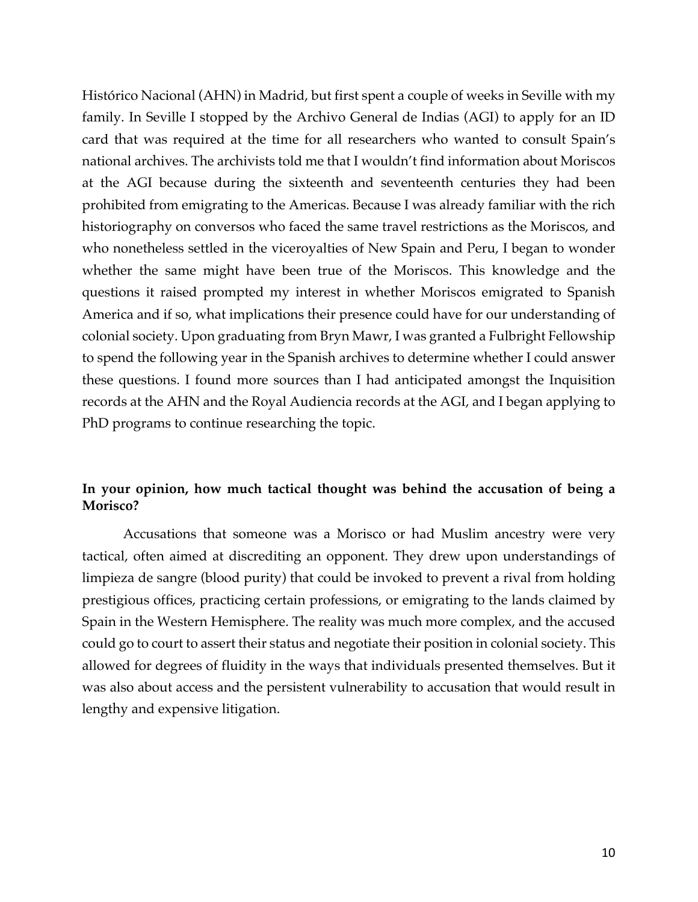Histórico Nacional (AHN) in Madrid, but first spent a couple of weeks in Seville with my family. In Seville I stopped by the Archivo General de Indias (AGI) to apply for an ID card that was required at the time for all researchers who wanted to consult Spain's national archives. The archivists told me that I wouldn't find information about Moriscos at the AGI because during the sixteenth and seventeenth centuries they had been prohibited from emigrating to the Americas. Because I was already familiar with the rich historiography on conversos who faced the same travel restrictions as the Moriscos, and who nonetheless settled in the viceroyalties of New Spain and Peru, I began to wonder whether the same might have been true of the Moriscos. This knowledge and the questions it raised prompted my interest in whether Moriscos emigrated to Spanish America and if so, what implications their presence could have for our understanding of colonial society. Upon graduating from Bryn Mawr, I was granted a Fulbright Fellowship to spend the following year in the Spanish archives to determine whether I could answer these questions. I found more sources than I had anticipated amongst the Inquisition records at the AHN and the Royal Audiencia records at the AGI, and I began applying to PhD programs to continue researching the topic.

**In your opinion, how much tactical thought was behind the accusation of being a Morisco?**

Accusations that someone was a Morisco or had Muslim ancestry were very tactical, often aimed at discrediting an opponent. They drew upon understandings of limpieza de sangre (blood purity) that could be invoked to prevent a rival from holding prestigious offices, practicing certain professions, or emigrating to the lands claimed by Spain in the Western Hemisphere. The reality was much more complex, and the accused could go to court to assert their status and negotiate their position in colonial society. This allowed for degrees of fluidity in the ways that individuals presented themselves. But it was also about access and the persistent vulnerability to accusation that would result in lengthy and expensive litigation.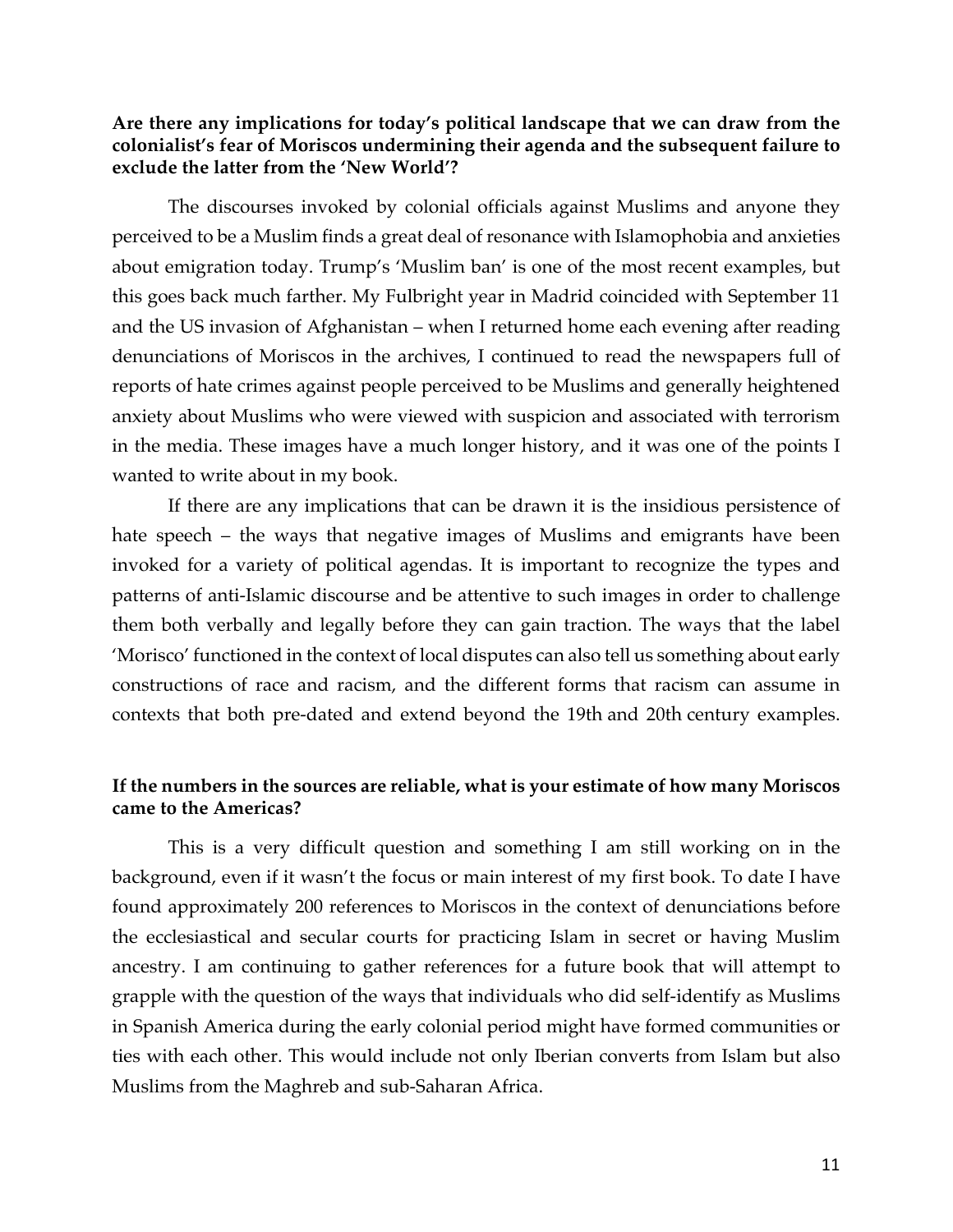**Are there any implications for today's political landscape that we can draw from the colonialist's fear of Moriscos undermining their agenda and the subsequent failure to exclude the latter from the 'New World'?**

The discourses invoked by colonial officials against Muslims and anyone they perceived to be a Muslim finds a great deal of resonance with Islamophobia and anxieties about emigration today. Trump's 'Muslim ban' is one of the most recent examples, but this goes back much farther. My Fulbright year in Madrid coincided with September 11 and the US invasion of Afghanistan – when I returned home each evening after reading denunciations of Moriscos in the archives, I continued to read the newspapers full of reports of hate crimes against people perceived to be Muslims and generally heightened anxiety about Muslims who were viewed with suspicion and associated with terrorism in the media. These images have a much longer history, and it was one of the points I wanted to write about in my book.

If there are any implications that can be drawn it is the insidious persistence of hate speech – the ways that negative images of Muslims and emigrants have been invoked for a variety of political agendas. It is important to recognize the types and patterns of anti-Islamic discourse and be attentive to such images in order to challenge them both verbally and legally before they can gain traction. The ways that the label 'Morisco' functioned in the context of local disputes can also tell us something about early constructions of race and racism, and the different forms that racism can assume in contexts that both pre-dated and extend beyond the 19th and 20th century examples.

**If the numbers in the sources are reliable, what is your estimate of how many Moriscos came to the Americas?**

This is a very difficult question and something I am still working on in the background, even if it wasn't the focus or main interest of my first book. To date I have found approximately 200 references to Moriscos in the context of denunciations before the ecclesiastical and secular courts for practicing Islam in secret or having Muslim ancestry. I am continuing to gather references for a future book that will attempt to grapple with the question of the ways that individuals who did self-identify as Muslims in Spanish America during the early colonial period might have formed communities or ties with each other. This would include not only Iberian converts from Islam but also Muslims from the Maghreb and sub-Saharan Africa.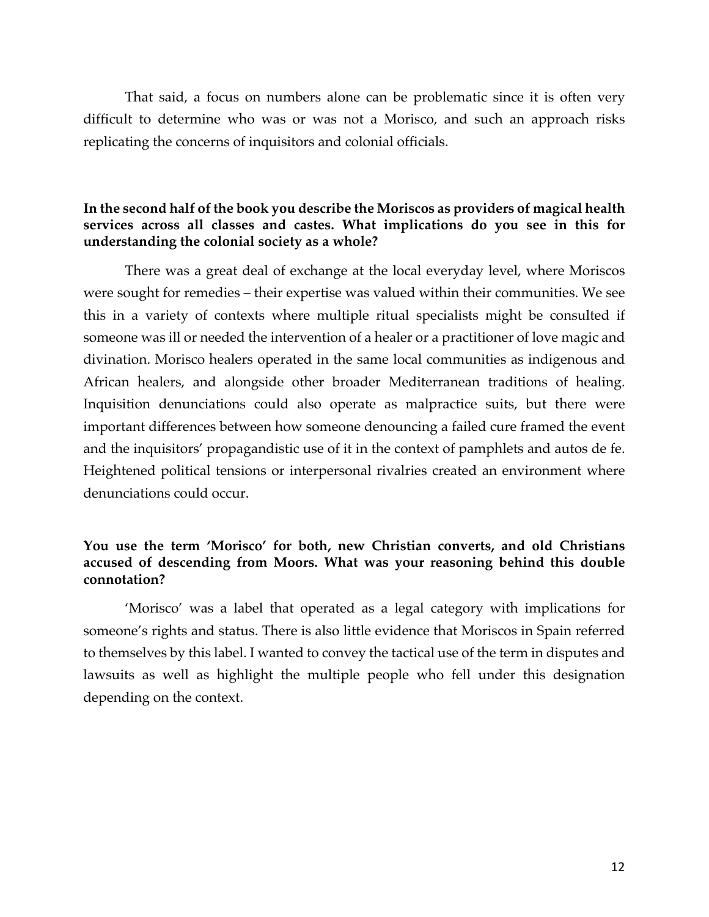That said, a focus on numbers alone can be problematic since it is often very difficult to determine who was or was not a Morisco, and such an approach risks replicating the concerns of inquisitors and colonial officials.

**In the second half of the book you describe the Moriscos as providers of magical health services across all classes and castes. What implications do you see in this for understanding the colonial society as a whole?**

There was a great deal of exchange at the local everyday level, where Moriscos were sought for remedies – their expertise was valued within their communities. We see this in a variety of contexts where multiple ritual specialists might be consulted if someone was ill or needed the intervention of a healer or a practitioner of love magic and divination. Morisco healers operated in the same local communities as indigenous and African healers, and alongside other broader Mediterranean traditions of healing. Inquisition denunciations could also operate as malpractice suits, but there were important differences between how someone denouncing a failed cure framed the event and the inquisitors' propagandistic use of it in the context of pamphlets and autos de fe. Heightened political tensions or interpersonal rivalries created an environment where denunciations could occur.

**You use the term 'Morisco' for both, new Christian converts, and old Christians accused of descending from Moors. What was your reasoning behind this double connotation?**

'Morisco' was a label that operated as a legal category with implications for someone's rights and status. There is also little evidence that Moriscos in Spain referred to themselves by this label. I wanted to convey the tactical use of the term in disputes and lawsuits as well as highlight the multiple people who fell under this designation depending on the context.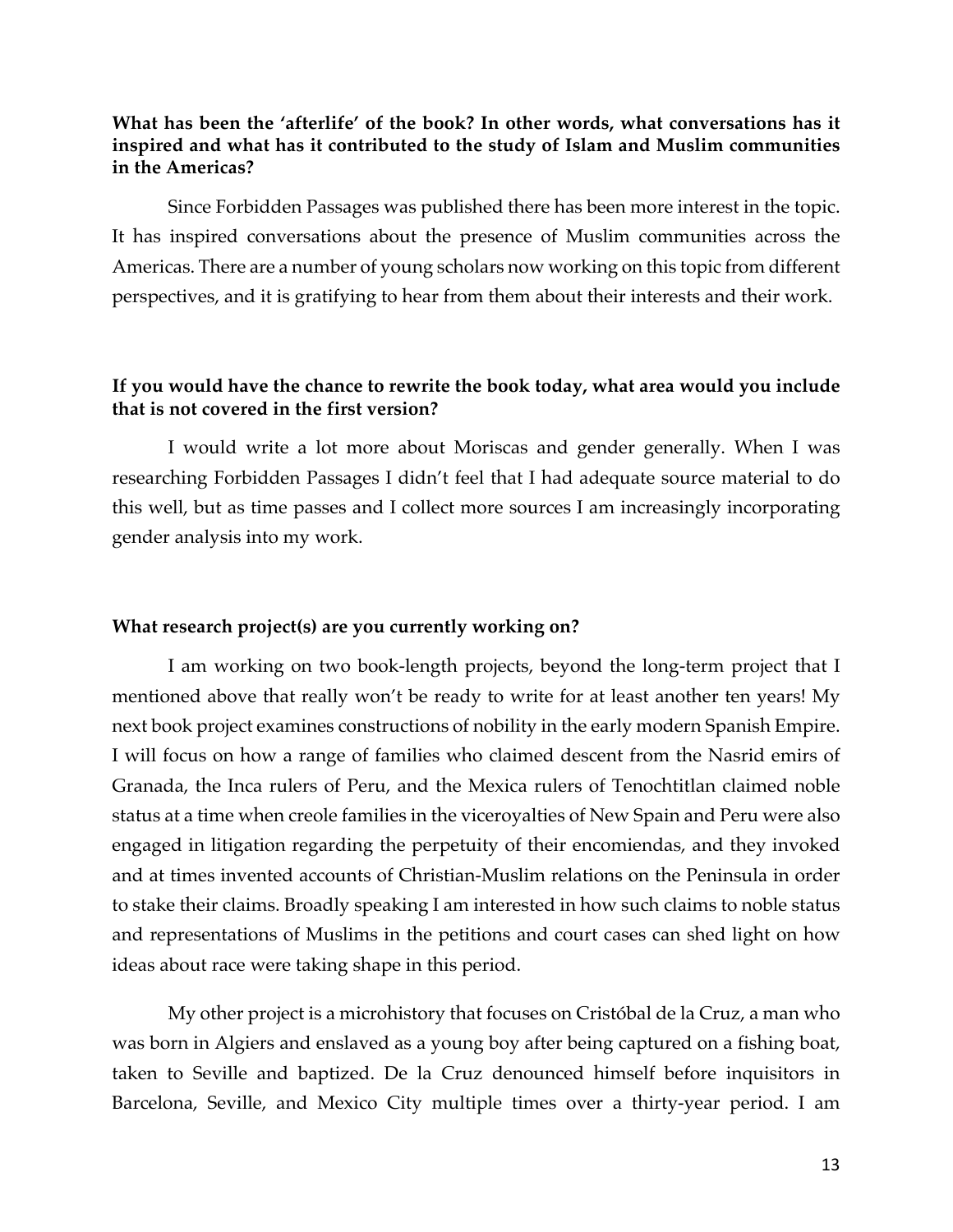**What has been the 'afterlife' of the book? In other words, what conversations has it inspired and what has it contributed to the study of Islam and Muslim communities in the Americas?**

Since Forbidden Passages was published there has been more interest in the topic. It has inspired conversations about the presence of Muslim communities across the Americas. There are a number of young scholars now working on this topic from different perspectives, and it is gratifying to hear from them about their interests and their work.

**If you would have the chance to rewrite the book today, what area would you include that is not covered in the first version?**

I would write a lot more about Moriscas and gender generally. When I was researching Forbidden Passages I didn't feel that I had adequate source material to do this well, but as time passes and I collect more sources I am increasingly incorporating gender analysis into my work.

**What research project(s) are you currently working on?**

I am working on two book-length projects, beyond the long-term project that I mentioned above that really won't be ready to write for at least another ten years! My next book project examines constructions of nobility in the early modern Spanish Empire. I will focus on how a range of families who claimed descent from the Nasrid emirs of Granada, the Inca rulers of Peru, and the Mexica rulers of Tenochtitlan claimed noble status at a time when creole families in the viceroyalties of New Spain and Peru were also engaged in litigation regarding the perpetuity of their encomiendas, and they invoked and at times invented accounts of Christian-Muslim relations on the Peninsula in order to stake their claims. Broadly speaking I am interested in how such claims to noble status and representations of Muslims in the petitions and court cases can shed light on how ideas about race were taking shape in this period.

My other project is a microhistory that focuses on Cristóbal de la Cruz, a man who was born in Algiers and enslaved as a young boy after being captured on a fishing boat, taken to Seville and baptized. De la Cruz denounced himself before inquisitors in Barcelona, Seville, and Mexico City multiple times over a thirty-year period. I am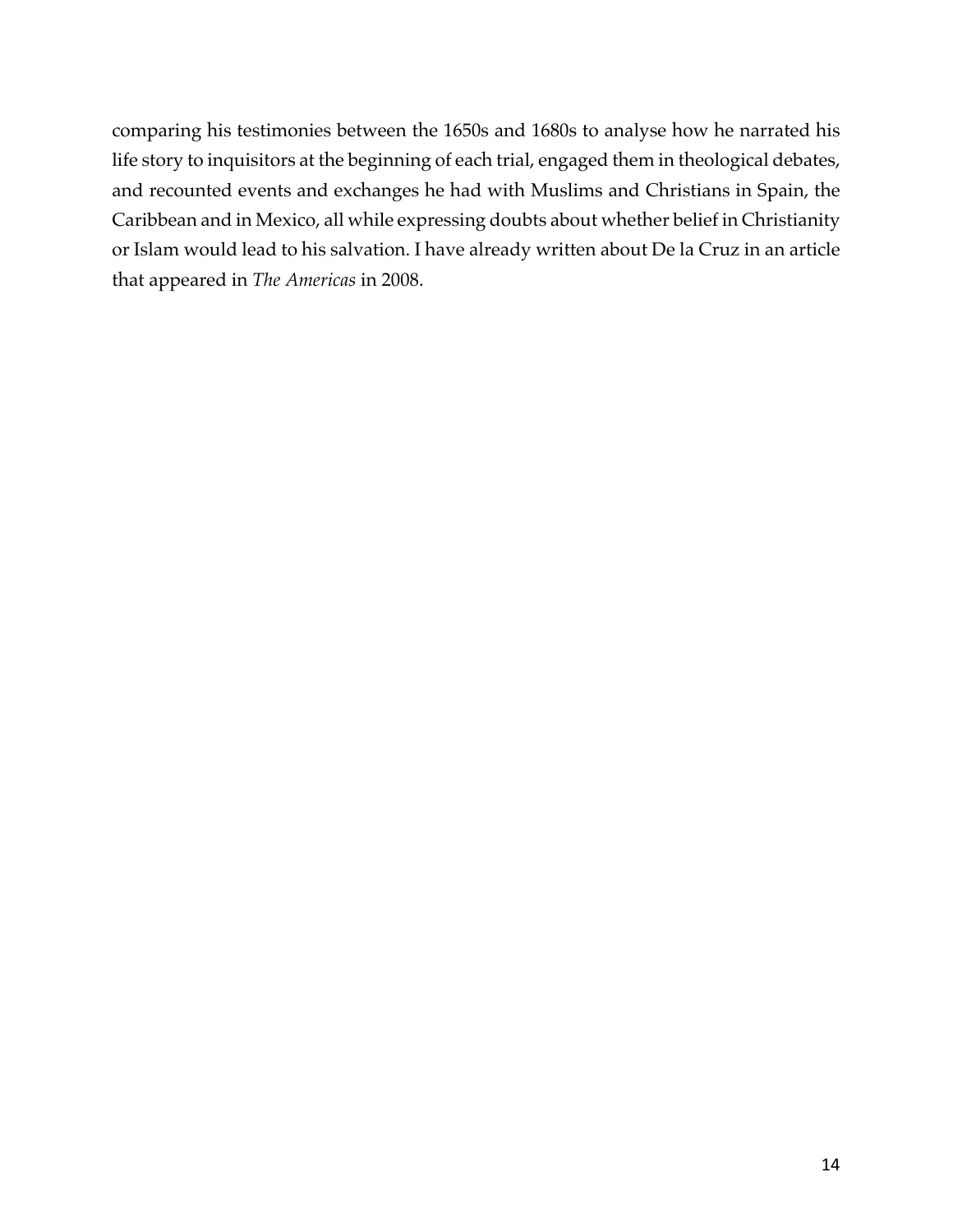comparing his testimonies between the 1650s and 1680s to analyse how he narrated his life story to inquisitors at the beginning of each trial, engaged them in theological debates, and recounted events and exchanges he had with Muslims and Christians in Spain, the Caribbean and in Mexico, all while expressing doubts about whether belief in Christianity or Islam would lead to his salvation. I have already written about De la Cruz in an article that appeared in *The Americas* in 2008.